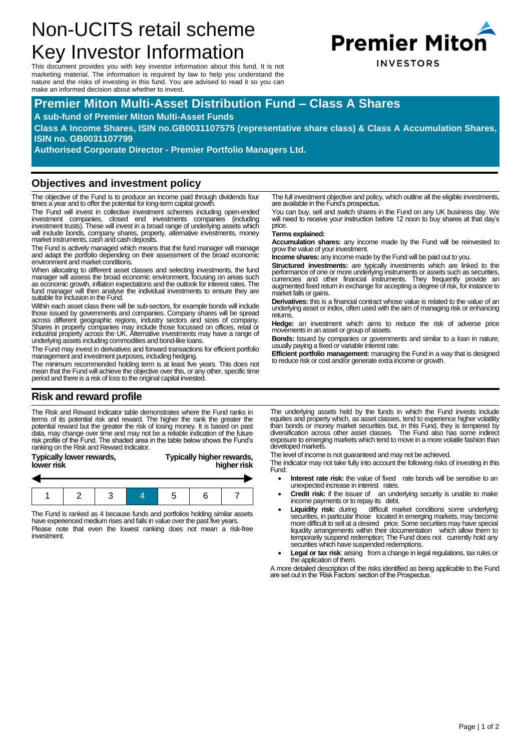# Non-UCITS retail scheme Key Investor Information

This document provides you with key investor information about this fund. It is not marketing material. The information is required by law to help you understand the nature and the risks of investing in this fund. You are advised to read it so you can make an informed decision about whether to invest.

**Premier Miton INVESTORS**

## Premier Miton Multi-Asset Distribution Fund – Class A Shares

**A sub-fund of Premier Miton Multi-Asset Funds**

**Class A Income Shares, ISIN no.GB0031107575 (representative share class) & Class A Accumulation Shares, ISIN no. GB0031107799**

**Authorised Corporate Director - Premier Portfolio Managers Ltd.**

## Objectives and investment policy

The objective of the Fund is to produce an income paid through dividends four times a year and to offer the potential for long-term capital growth.

The Fund will invest in collective investment schemes including open-ended investment companies, closed end investments companies (including investment trusts). These will invest in a broad range of underlying assets which will include bonds, company shares, property, alternative investments, money market instruments, cash and cash deposits.

The Fund is actively managed which means that the fund manager will manage and adapt the portfolio depending on their assessment of the broad economic environment and market conditions.

When allocating to different asset classes and selecting investments, the fund manager will assess the broad economic environment, focusing on areas such as economic growth, inflation expectations and the outlook for interest rates. The fund manager will then analyse the individual investments to ensure they are suitable for inclusion in the Fund.

Within each asset class there will be sub-sectors, for example bonds will include those issued by governments and companies. Company shares will be spread across different geographic regions, industry sectors and sizes of company. Shares in property companies may include those focussed on offices, retail or industrial property across the UK. Alternative investments may have a range of underlying assets including commodities and bond-like loans.

The Fund may invest in derivatives and forward transactions for efficient portfolio management and investment purposes, including hedging.

The minimum recommended holding term is at least five years. This does not mean that the Fund will achieve the objective over this, or any other, specific time period and there is a risk of loss to the original capital invested.

The full investment objective and policy, which outline all the eligible investments, are available in the Fund's prospectus.

You can buy, sell and switch shares in the Fund on any UK business day. We will need to receive your instruction before 12 noon to buy shares at that day's price.

**Terms explained:**

**Accumulation shares:** any income made by the Fund will be reinvested to grow the value of your investment.

**Income shares:** any income made by the Fund will be paid out to you.

**Structured investments:** are typically investments which are linked to the performance of one or more underlying instruments or assets such as securities, currencies and other financial instruments. They frequently provide an augmented fixed return in exchange for accepting a degree of risk, for instance to market falls or gains.

**Derivatives:** this is a financial contract whose value is related to the value of an underlying asset or index, often used with the aim of managing risk or enhancing returns.

**Hedge:** an investment which aims to reduce the risk of adverse price movements in an asset or group of assets.

**Bonds:** Issued by companies or governments and similar to a loan in nature, usually paying a fixed or variable interest rate.

**Efficient portfolio management:** managing the Fund in a way that is designed to reduce risk or cost and/or generate extra income or growth.

## Risk and reward profile

The Risk and Reward Indicator table demonstrates where the Fund ranks in terms of its potential risk and reward. The higher the rank the greater the potential reward but the greater the risk of losing money. It is based on past data, may change over time and may not be a reliable indication of the future risk profile of the Fund. The shaded area in the table below shows the Fund's ranking on the Risk and Reward Indicator.

**Typically lower rewards, lower risk** ← → **Typically higher rewards, higher risk**

| 1 | 2 | 3 | **4** | 5 | 6 | 7 |
|---|---|---|---|---|---|---|

The Fund is ranked as 4 because funds and portfolios holding similar assets have experienced medium rises and falls in value over the past five years.

Please note that even the lowest ranking does not mean a risk-free investment.

The underlying assets held by the funds in which the Fund invests include equities and property which, as asset classes, tend to experience higher volatility than bonds or money market securities but, in this Fund, they is tempered by diversification across other asset classes. The Fund also has some indirect exposure to emerging markets which tend to move in a more volatile fashion than developed markets.

The level of income is not guaranteed and may not be achieved.

The indicator may not take fully into account the following risks of investing in this Fund:

- **Interest rate risk:** the value of fixed rate bonds will be sensitive to an unexpected increase in interest rates.
- **Credit risk:** if the issuer of an underlying security is unable to make income payments or to repay its debt.
- **Liquidity risk:** during difficult market conditions some underlying securities, in particular those located in emerging markets, may become more difficult to sell at a desired price. Some securities may have special liquidity arrangements within their documentation which allow them to temporarily suspend redemption; The Fund does not currently hold any securities which have suspended redemptions.
- **Legal or tax risk**: arising from a change in legal regulations, tax rules or the application of them.

A more detailed description of the risks identified as being applicable to the Fund are set out in the 'Risk Factors' section of the Prospectus.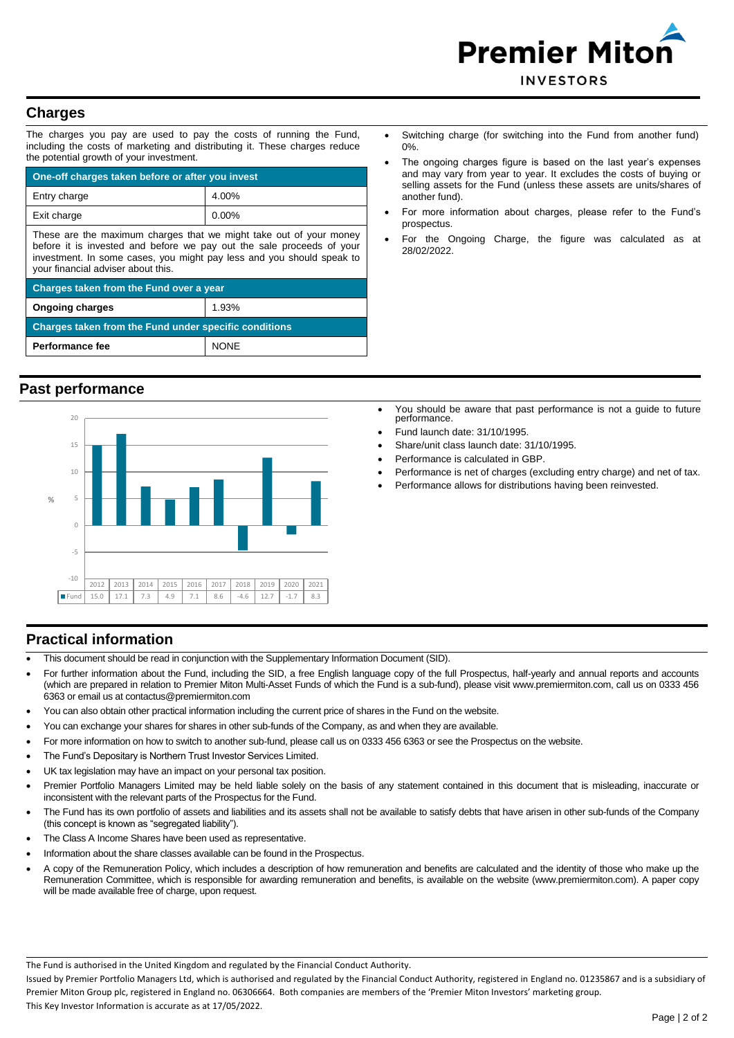## Charges

The charges you pay are used to pay the costs of running the Fund, including the costs of marketing and distributing it. These charges reduce the potential growth of your investment.

| One-off charges taken before or after you invest | |
|---|---|
| Entry charge | 4.00% |
| Exit charge | 0.00% |
| These are the maximum charges that we might take out of your money before it is invested and before we pay out the sale proceeds of your investment. In some cases, you might pay less and you should speak to your financial adviser about this. | |
| **Charges taken from the Fund over a year** | |
| **Ongoing charges** | 1.93% |
| **Charges taken from the Fund under specific conditions** | |
| **Performance fee** | NONE |

- Switching charge (for switching into the Fund from another fund) 0%.
- The ongoing charges figure is based on the last year's expenses and may vary from year to year. It excludes the costs of buying or selling assets for the Fund (unless these assets are units/shares of another fund).
- For more information about charges, please refer to the Fund's prospectus.
- For the Ongoing Charge, the figure was calculated as at 28/02/2022.

## Past performance

%

20
15
10
5
0
-5
-10

2012 2013 2014 2015 2016 2017 2018 2019 2020 2021

Fund 15.0 17.1 7.3 4.9 7.1 8.6 -4.6 12.7 -1.7 8.3

- You should be aware that past performance is not a guide to future performance.
- Fund launch date: 31/10/1995.
- Share/unit class launch date: 31/10/1995.
- Performance is calculated in GBP.
- Performance is net of charges (excluding entry charge) and net of tax.
- Performance allows for distributions having been reinvested.

## Practical information

- This document should be read in conjunction with the Supplementary Information Document (SID).
- For further information about the Fund, including the SID, a free English language copy of the full Prospectus, half-yearly and annual reports and accounts (which are prepared in relation to Premier Miton Multi-Asset Funds of which the Fund is a sub-fund), please visit www.premiermiton.com, call us on 0333 456 6363 or email us at contactus@premiermiton.com
- You can also obtain other practical information including the current price of shares in the Fund on the website.
- You can exchange your shares for shares in other sub-funds of the Company, as and when they are available.
- For more information on how to switch to another sub-fund, please call us on 0333 456 6363 or see the Prospectus on the website.
- The Fund's Depositary is Northern Trust Investor Services Limited.
- UK tax legislation may have an impact on your personal tax position.
- Premier Portfolio Managers Limited may be held liable solely on the basis of any statement contained in this document that is misleading, inaccurate or inconsistent with the relevant parts of the Prospectus for the Fund.
- The Fund has its own portfolio of assets and liabilities and its assets shall not be available to satisfy debts that have arisen in other sub-funds of the Company (this concept is known as "segregated liability").
- The Class A Income Shares have been used as representative.
- Information about the share classes available can be found in the Prospectus.
- A copy of the Remuneration Policy, which includes a description of how remuneration and benefits are calculated and the identity of those who make up the Remuneration Committee, which is responsible for awarding remuneration and benefits, is available on the website (www.premiermiton.com). A paper copy will be made available free of charge, upon request.

The Fund is authorised in the United Kingdom and regulated by the Financial Conduct Authority.

Issued by Premier Portfolio Managers Ltd, which is authorised and regulated by the Financial Conduct Authority, registered in England no. 01235867 and is a subsidiary of Premier Miton Group plc, registered in England no. 06306664. Both companies are members of the 'Premier Miton Investors' marketing group.

This Key Investor Information is accurate as at 17/05/2022.